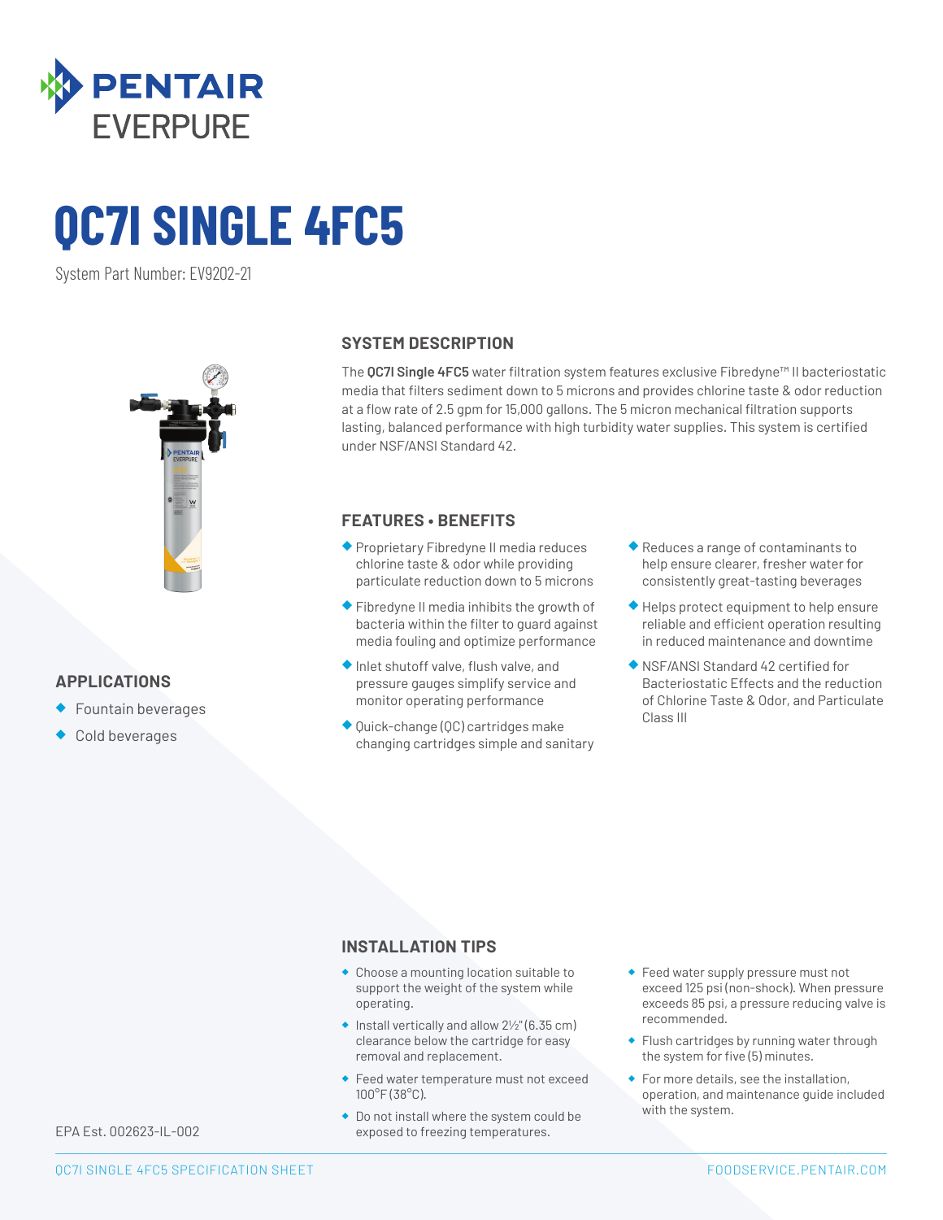PENTAIR EVERPURE

# QC7I SINGLE 4FC5

System Part Number: EV9202-21

## SYSTEM DESCRIPTION

The **QC7I Single 4FC5** water filtration system features exclusive Fibredyne™ II bacteriostatic media that filters sediment down to 5 microns and provides chlorine taste & odor reduction at a flow rate of 2.5 gpm for 15,000 gallons. The 5 micron mechanical filtration supports lasting, balanced performance with high turbidity water supplies. This system is certified under NSF/ANSI Standard 42.

## APPLICATIONS

- Fountain beverages
- Cold beverages

## FEATURES • BENEFITS

- Proprietary Fibredyne II media reduces chlorine taste & odor while providing particulate reduction down to 5 microns
- Fibredyne II media inhibits the growth of bacteria within the filter to guard against media fouling and optimize performance
- Inlet shutoff valve, flush valve, and pressure gauges simplify service and monitor operating performance
- Quick-change (QC) cartridges make changing cartridges simple and sanitary
- Reduces a range of contaminants to help ensure clearer, fresher water for consistently great-tasting beverages
- Helps protect equipment to help ensure reliable and efficient operation resulting in reduced maintenance and downtime
- NSF/ANSI Standard 42 certified for Bacteriostatic Effects and the reduction of Chlorine Taste & Odor, and Particulate Class III

## INSTALLATION TIPS

- Choose a mounting location suitable to support the weight of the system while operating.
- Install vertically and allow 2½" (6.35 cm) clearance below the cartridge for easy removal and replacement.
- Feed water temperature must not exceed 100°F (38°C).
- Do not install where the system could be exposed to freezing temperatures.
- Feed water supply pressure must not exceed 125 psi (non-shock). When pressure exceeds 85 psi, a pressure reducing valve is recommended.
- Flush cartridges by running water through the system for five (5) minutes.
- For more details, see the installation, operation, and maintenance guide included with the system.

EPA Est. 002623-IL-002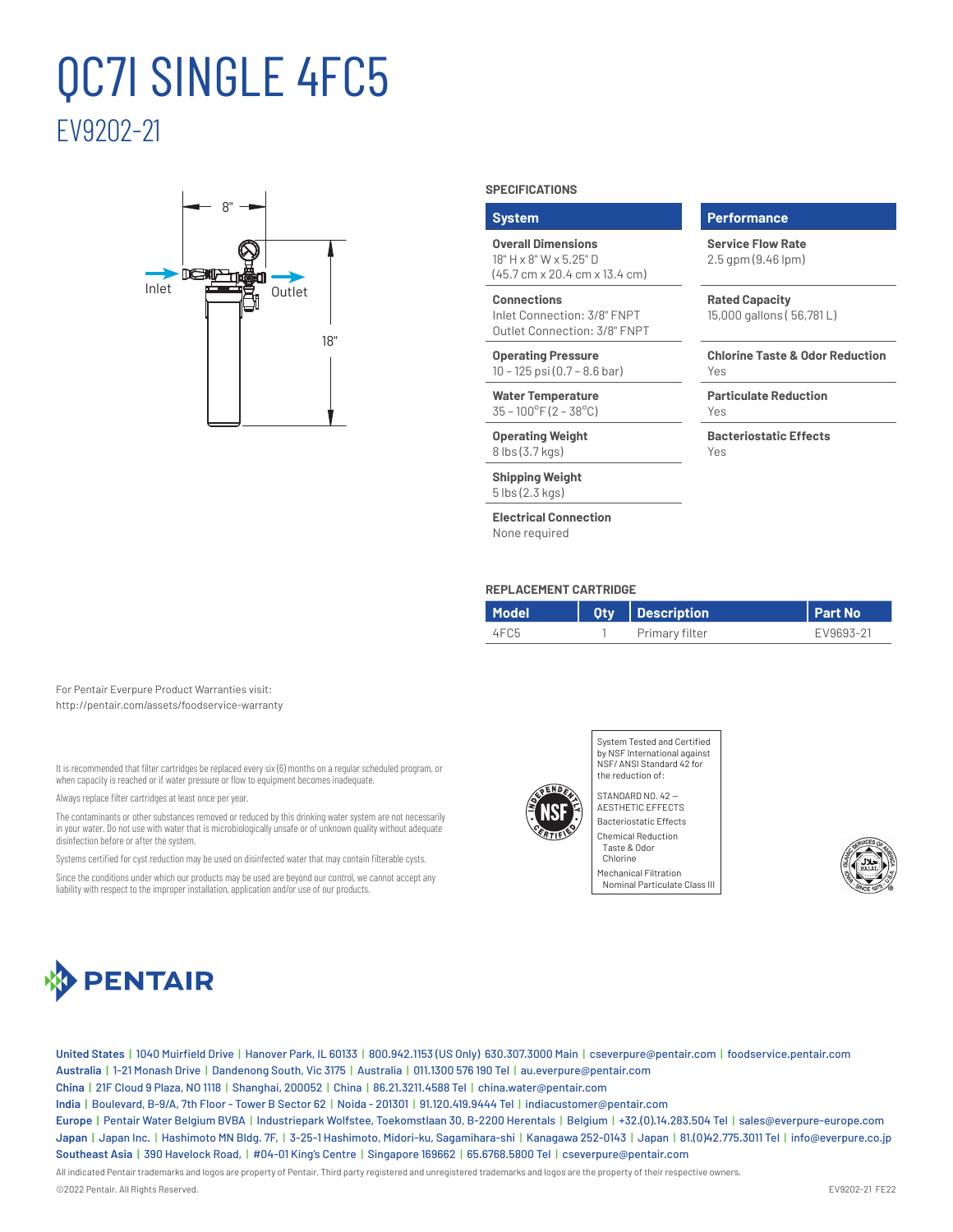# QC7I SINGLE 4FC5

## EV9202-21

8"

Inlet

Outlet

18"

### SPECIFICATIONS

| System | |
|---|---|
| **Overall Dimensions** | 18" H x 8" W x 5.25" D (45.7 cm x 20.4 cm x 13.4 cm) |
| **Connections** | Inlet Connection: 3/8" FNPT<br>Outlet Connection: 3/8" FNPT |
| **Operating Pressure** | 10 – 125 psi (0.7 – 8.6 bar) |
| **Water Temperature** | 35 – 100°F (2 – 38°C) |
| **Operating Weight** | 8 lbs (3.7 kgs) |
| **Shipping Weight** | 5 lbs (2.3 kgs) |
| **Electrical Connection** | None required |

| Performance | |
|---|---|
| **Service Flow Rate** | 2.5 gpm (9.46 lpm) |
| **Rated Capacity** | 15,000 gallons ( 56,781 L) |
| **Chlorine Taste & Odor Reduction** | Yes |
| **Particulate Reduction** | Yes |
| **Bacteriostatic Effects** | Yes |

### REPLACEMENT CARTRIDGE

| Model | Qty | Description | Part No |
|---|---|---|---|
| 4FC5 | 1 | Primary filter | EV9693-21 |

For Pentair Everpure Product Warranties visit:
http://pentair.com/assets/foodservice-warranty

It is recommended that filter cartridges be replaced every six (6) months on a regular scheduled program, or when capacity is reached or if water pressure or flow to equipment becomes inadequate.

Always replace filter cartridges at least once per year.

The contaminants or other substances removed or reduced by this drinking water system are not necessarily in your water. Do not use with water that is microbiologically unsafe or of unknown quality without adequate disinfection before or after the system.

Systems certified for cyst reduction may be used on disinfected water that may contain filterable cysts.

Since the conditions under which our products may be used are beyond our control, we cannot accept any liability with respect to the improper installation, application and/or use of our products.

System Tested and Certified by NSF International against NSF/ ANSI Standard 42 for the reduction of:

STANDARD NO. 42 – AESTHETIC EFFECTS

Bacteriostatic Effects

Chemical Reduction
Taste & Odor
Chlorine

Mechanical Filtration
Nominal Particulate Class III

PENTAIR

**United States** | 1040 Muirfield Drive | Hanover Park, IL 60133 | 800.942.1153 (US Only) 630.307.3000 Main | cseverpure@pentair.com | foodservice.pentair.com
**Australia** | 1-21 Monash Drive | Dandenong South, Vic 3175 | Australia | 011.1300 576 190 Tel | au.everpure@pentair.com
**China** | 21F Cloud 9 Plaza, NO 1118 | Shanghai, 200052 | China | 86.21.3211.4588 Tel | china.water@pentair.com
**India** | Boulevard, B-9/A, 7th Floor - Tower B Sector 62 | Noida - 201301 | 91.120.419.9444 Tel | indiacustomer@pentair.com
**Europe** | Pentair Water Belgium BVBA | Industriepark Wolfstee, Toekomstlaan 30, B-2200 Herentals | Belgium | +32.(0).14.283.504 Tel | sales@everpure-europe.com
**Japan** | Japan Inc. | Hashimoto MN Bldg. 7F, | 3-25-1 Hashimoto, Midori-ku, Sagamihara-shi | Kanagawa 252-0143 | Japan | 81.(0)42.775.3011 Tel | info@everpure.co.jp
**Southeast Asia** | 390 Havelock Road, | #04-01 King's Centre | Singapore 169662 | 65.6768.5800 Tel | cseverpure@pentair.com

All indicated Pentair trademarks and logos are property of Pentair. Third party registered and unregistered trademarks and logos are the property of their respective owners.

©2022 Pentair. All Rights Reserved.

EV9202-21 FE22